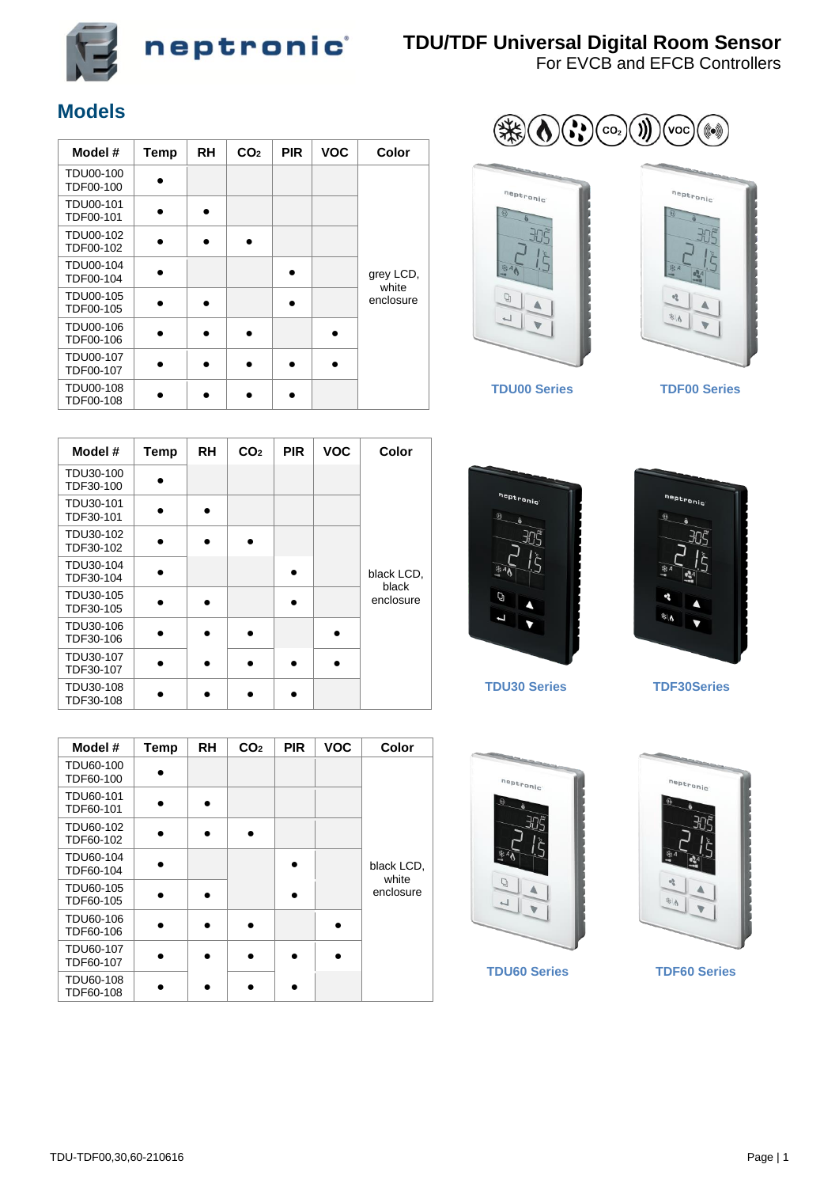# TDU/TDF Universal Digital Room Sensor

For EVCB and EFCB Controllers

## Models

| Model # | Temp | RH | $CO_2$ | PIR | VOC | Color |
|---|---|---|---|---|---|---|
| TDU00-100 TDF00-100 | ● | | | | | grey LCD, white enclosure |
| TDU00-101 TDF00-101 | ● | ● | | | | |
| TDU00-102 TDF00-102 | ● | ● | ● | | | |
| TDU00-104 TDF00-104 | ● | | | ● | | |
| TDU00-105 TDF00-105 | ● | ● | | ● | | |
| TDU00-106 TDF00-106 | ● | ● | ● | | ● | |
| TDU00-107 TDF00-107 | ● | ● | ● | ● | ● | |
| TDU00-108 TDF00-108 | ● | ● | ● | ● | | |

TDU00 Series

TDF00 Series

| Model # | Temp | RH | $CO_2$ | PIR | VOC | Color |
|---|---|---|---|---|---|---|
| TDU30-100 TDF30-100 | ● | | | | | black LCD, black enclosure |
| TDU30-101 TDF30-101 | ● | ● | | | | |
| TDU30-102 TDF30-102 | ● | ● | ● | | | |
| TDU30-104 TDF30-104 | ● | | | ● | | |
| TDU30-105 TDF30-105 | ● | ● | | ● | | |
| TDU30-106 TDF30-106 | ● | ● | ● | | ● | |
| TDU30-107 TDF30-107 | ● | ● | ● | ● | ● | |
| TDU30-108 TDF30-108 | ● | ● | ● | ● | | |

TDU30 Series

TDF30Series

| Model # | Temp | RH | $CO_2$ | PIR | VOC | Color |
|---|---|---|---|---|---|---|
| TDU60-100 TDF60-100 | ● | | | | | black LCD, white enclosure |
| TDU60-101 TDF60-101 | ● | ● | | | | |
| TDU60-102 TDF60-102 | ● | ● | ● | | | |
| TDU60-104 TDF60-104 | ● | | | ● | | |
| TDU60-105 TDF60-105 | ● | ● | | ● | | |
| TDU60-106 TDF60-106 | ● | ● | ● | | ● | |
| TDU60-107 TDF60-107 | ● | ● | ● | ● | ● | |
| TDU60-108 TDF60-108 | ● | ● | ● | ● | | |

TDU60 Series

TDF60 Series

TDU-TDF00,30,60-210616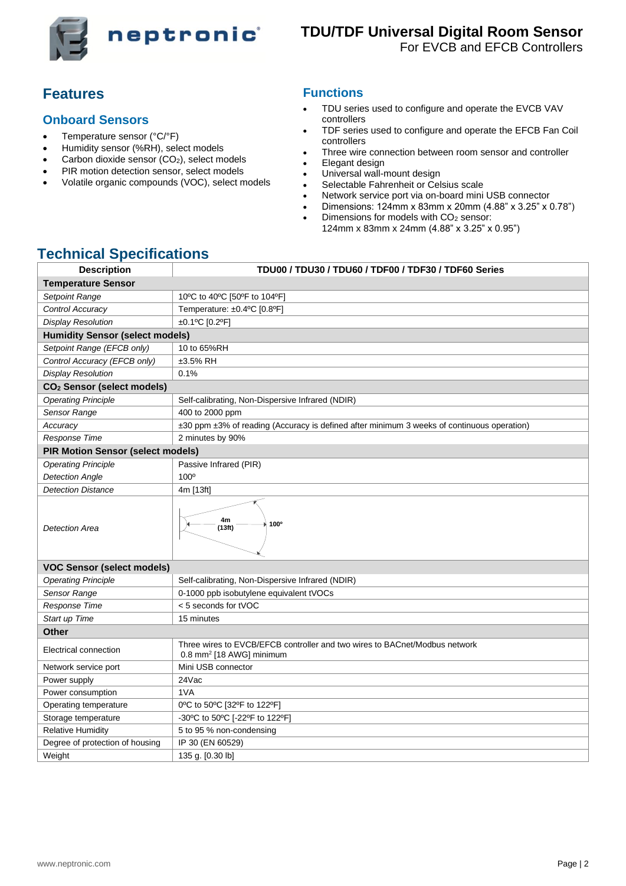# TDU/TDF Universal Digital Room Sensor
For EVCB and EFCB Controllers

## Features

### Onboard Sensors

- Temperature sensor (°C/°F)
- Humidity sensor (%RH), select models
- Carbon dioxide sensor ($CO_2$), select models
- PIR motion detection sensor, select models
- Volatile organic compounds (VOC), select models

## Functions

- TDU series used to configure and operate the EVCB VAV controllers
- TDF series used to configure and operate the EFCB Fan Coil controllers
- Three wire connection between room sensor and controller
- Elegant design
- Universal wall-mount design
- Selectable Fahrenheit or Celsius scale
- Network service port via on-board mini USB connector
- Dimensions: 124mm x 83mm x 20mm (4.88" x 3.25" x 0.78")
- Dimensions for models with $CO_2$ sensor: 124mm x 83mm x 24mm (4.88" x 3.25" x 0.95")

## Technical Specifications

| Description | TDU00 / TDU30 / TDU60 / TDF00 / TDF30 / TDF60 Series |
|---|---|
| **Temperature Sensor** | |
| *Setpoint Range* | 10ºC to 40ºC [50ºF to 104ºF] |
| *Control Accuracy* | Temperature: ±0.4ºC [0.8ºF] |
| *Display Resolution* | ±0.1ºC [0.2ºF] |
| **Humidity Sensor (select models)** | |
| *Setpoint Range (EFCB only)* | 10 to 65%RH |
| *Control Accuracy (EFCB only)* | ±3.5% RH |
| *Display Resolution* | 0.1% |
| **$CO_2$ Sensor (select models)** | |
| *Operating Principle* | Self-calibrating, Non-Dispersive Infrared (NDIR) |
| *Sensor Range* | 400 to 2000 ppm |
| *Accuracy* | ±30 ppm ±3% of reading (Accuracy is defined after minimum 3 weeks of continuous operation) |
| *Response Time* | 2 minutes by 90% |
| **PIR Motion Sensor (select models)** | |
| *Operating Principle* | Passive Infrared (PIR) |
| *Detection Angle* | 100º |
| *Detection Distance* | 4m [13ft] |
| *Detection Area* | 4m (13ft) 100° |
| **VOC Sensor (select models)** | |
| *Operating Principle* | Self-calibrating, Non-Dispersive Infrared (NDIR) |
| *Sensor Range* | 0-1000 ppb isobutylene equivalent tVOCs |
| *Response Time* | < 5 seconds for tVOC |
| *Start up Time* | 15 minutes |
| **Other** | |
| Electrical connection | Three wires to EVCB/EFCB controller and two wires to BACnet/Modbus network 0.8 $mm^2$ [18 AWG] minimum |
| Network service port | Mini USB connector |
| Power supply | 24Vac |
| Power consumption | 1VA |
| Operating temperature | 0ºC to 50ºC [32ºF to 122ºF] |
| Storage temperature | -30ºC to 50ºC [-22ºF to 122ºF] |
| Relative Humidity | 5 to 95 % non-condensing |
| Degree of protection of housing | IP 30 (EN 60529) |
| Weight | 135 g. [0.30 lb] |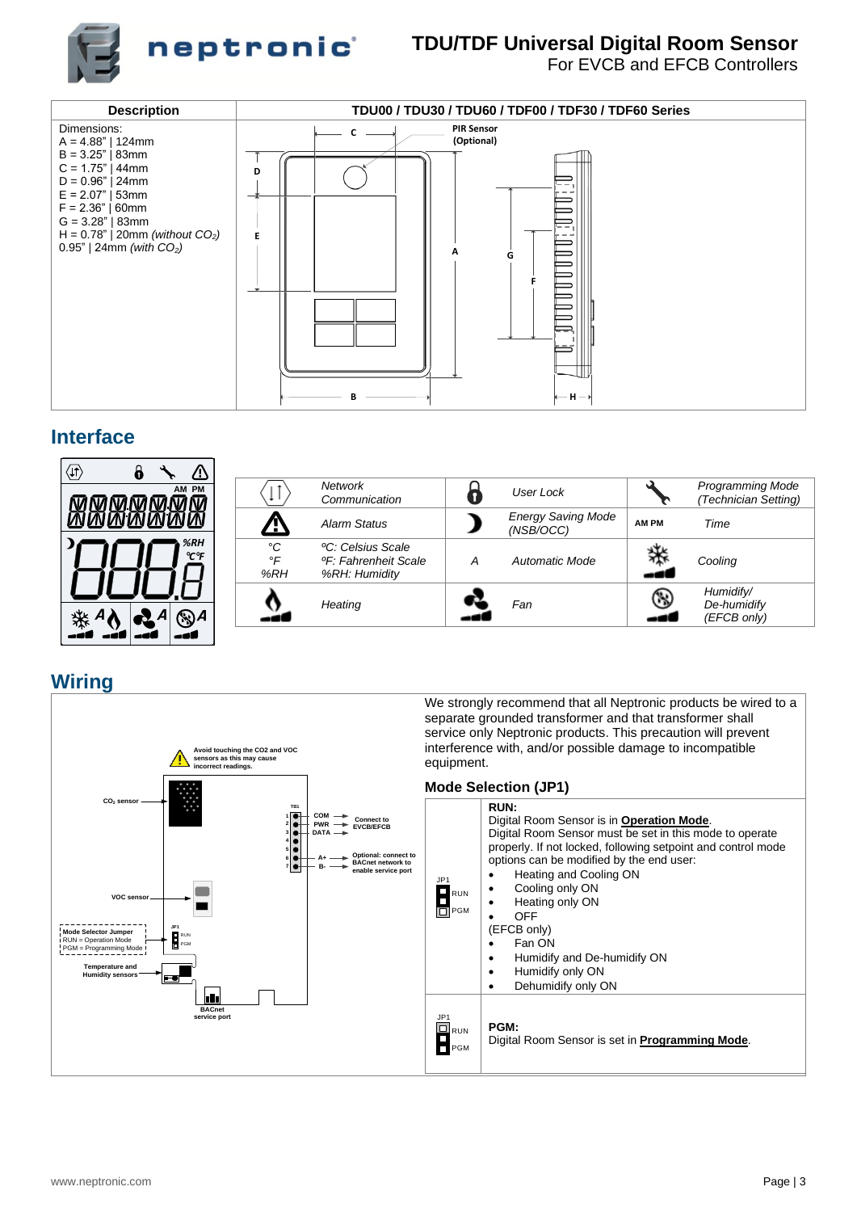# TDU/TDF Universal Digital Room Sensor

For EVCB and EFCB Controllers

| Description | TDU00 / TDU30 / TDU60 / TDF00 / TDF30 / TDF60 Series |
|---|---|
| Dimensions:<br>A = 4.88" \| 124mm<br>B = 3.25" \| 83mm<br>C = 1.75" \| 44mm<br>D = 0.96" \| 24mm<br>E = 2.07" \| 53mm<br>F = 2.36" \| 60mm<br>G = 3.28" \| 83mm<br>H = 0.78" \| 20mm *(without $CO_2$)*<br>0.95" \| 24mm *(with $CO_2$)* | PIR Sensor (Optional) |

## Interface

AM PM

%RH

°C°F

| | | | | | |
|---|---|---|---|---|---|
| | *Network Communication* | | *User Lock* | | *Programming Mode (Technician Setting)* |
| | *Alarm Status* | | *Energy Saving Mode (NSB/OCC)* | AM PM | *Time* |
| °C<br>°F<br>%RH | *ºC: Celsius Scale*<br>*ºF: Fahrenheit Scale*<br>*%RH: Humidity* | *A* | *Automatic Mode* | | *Cooling* |
| | *Heating* | | *Fan* | | *Humidify/ De-humidify (EFCB only)* |

## Wiring

Avoid touching the CO2 and VOC sensors as this may cause incorrect readings.

$CO_2$ sensor

TB1

1 COM
2 PWR
3 DATA
4
5
6 A+
7 B-

Connect to EVCB/EFCB

Optional: connect to BACnet network to enable service port

VOC sensor

Mode Selector Jumper
RUN = Operation Mode
PGM = Programming Mode

JP1 RUN PGM

Temperature and Humidity sensors

BACnet service port

We strongly recommend that all Neptronic products be wired to a separate grounded transformer and that transformer shall service only Neptronic products. This precaution will prevent interference with, and/or possible damage to incompatible equipment.

### Mode Selection (JP1)

| | |
|---|---|
| JP1 RUN PGM | **RUN:**<br>Digital Room Sensor is in **Operation Mode**.<br>Digital Room Sensor must be set in this mode to operate properly. If not locked, following setpoint and control mode options can be modified by the end user:<br>• Heating and Cooling ON<br>• Cooling only ON<br>• Heating only ON<br>• OFF<br>(EFCB only)<br>• Fan ON<br>• Humidify and De-humidify ON<br>• Humidify only ON<br>• Dehumidify only ON |
| JP1 RUN PGM | **PGM:**<br>Digital Room Sensor is set in **Programming Mode**. |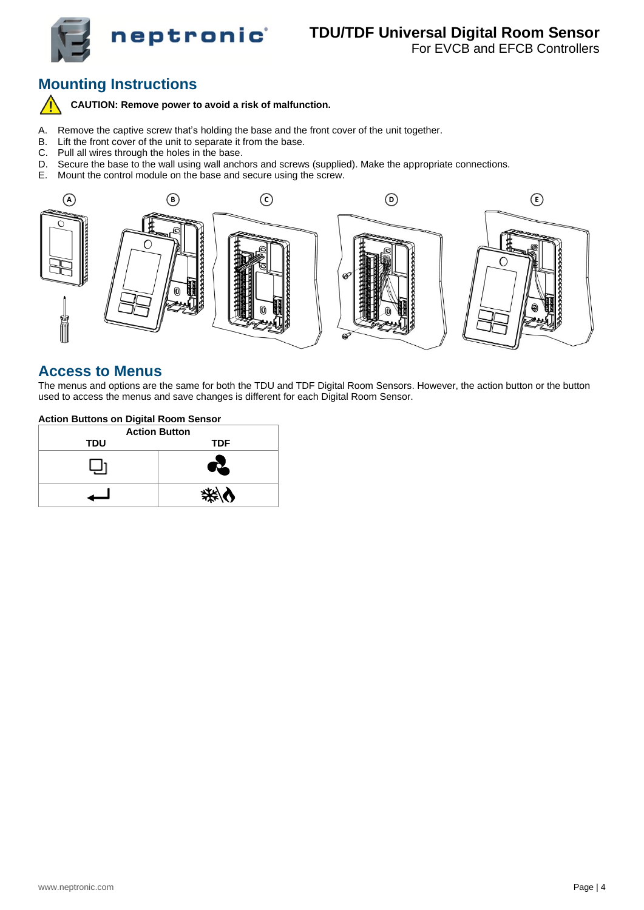## Mounting Instructions

**CAUTION: Remove power to avoid a risk of malfunction.**

A. Remove the captive screw that's holding the base and the front cover of the unit together.
B. Lift the front cover of the unit to separate it from the base.
C. Pull all wires through the holes in the base.
D. Secure the base to the wall using wall anchors and screws (supplied). Make the appropriate connections.
E. Mount the control module on the base and secure using the screw.

A B C D E

## Access to Menus

The menus and options are the same for both the TDU and TDF Digital Room Sensors. However, the action button or the button used to access the menus and save changes is different for each Digital Room Sensor.

**Action Buttons on Digital Room Sensor**

| Action Button | |
|---|---|
| **TDU** | **TDF** |
| ⧉ | (fan icon) |
| ↵ | (snowflake/flame icon) |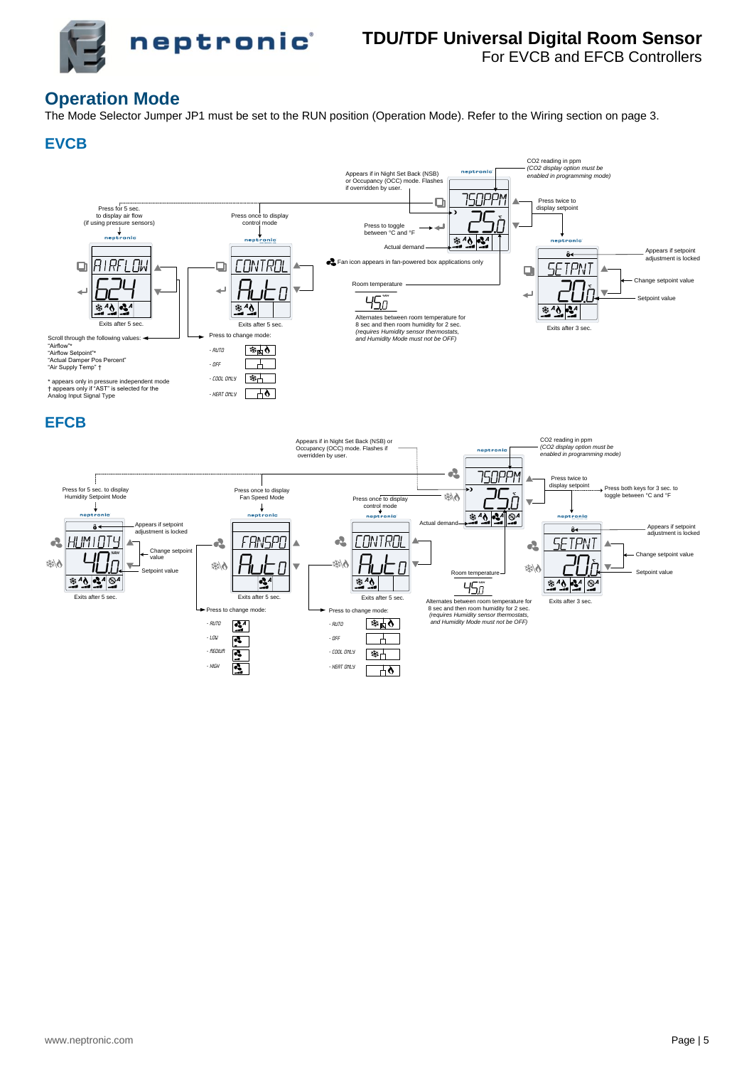## Operation Mode

The Mode Selector Jumper JP1 must be set to the RUN position (Operation Mode). Refer to the Wiring section on page 3.

### EVCB

CO2 reading in ppm
*(CO2 display option must be enabled in programming mode)*

Appears if in Night Set Back (NSB) or Occupancy (OCC) mode. Flashes if overridden by user.

750PPM

25.0

Press twice to display setpoint

Press to toggle between °C and °F

Actual demand

Fan icon appears in fan-powered box applications only

Room temperature

45.0

Alternates between room temperature for 8 sec and then room humidity for 2 sec.
*(requires Humidity sensor thermostats, and Humidity Mode must not be OFF)*

Press for 5 sec. to display air flow (if using pressure sensors)

AIRFLOW

624

Exits after 5 sec.

Scroll through the following values:
"Airflow"*
"Airflow Setpoint"*
"Actual Damper Pos Percent"
"Air Supply Temp" †

\* appears only in pressure independent mode
† appears only if "AST" is selected for the Analog Input Signal Type

Press once to display control mode

CONTROL

Auto

Exits after 5 sec.

Press to change mode:
- AUTO
- OFF
- COOL ONLY
- HEAT ONLY

SETPNT

20.0

Appears if setpoint adjustment is locked

Change setpoint value

Setpoint value

Exits after 3 sec.

### EFCB

Appears if in Night Set Back (NSB) or Occupancy (OCC) mode. Flashes if overridden by user.

CO2 reading in ppm
*(CO2 display option must be enabled in programming mode)*

750PPM

25.0

Press twice to display setpoint

Press both keys for 3 sec. to toggle between °C and °F

Press for 5 sec. to display Humidity Setpoint Mode

HUMIDTY

40.0

Appears if setpoint adjustment is locked

Change setpoint value

Setpoint value

Exits after 5 sec.

Press once to display Fan Speed Mode

FANSPD

Auto

Exits after 5 sec.

Press to change mode:
- AUTO
- LOW
- MEDIUM
- HIGH

Press once to display control mode

CONTROL

Auto

Actual demand

Exits after 5 sec.

Press to change mode:
- AUTO
- OFF
- COOL ONLY
- HEAT ONLY

Room temperature

45.0

Alternates between room temperature for 8 sec and then room humidity for 2 sec.
*(requires Humidity sensor thermostats, and Humidity Mode must not be OFF)*

SETPNT

20.0

Appears if setpoint adjustment is locked

Change setpoint value

Setpoint value

Exits after 3 sec.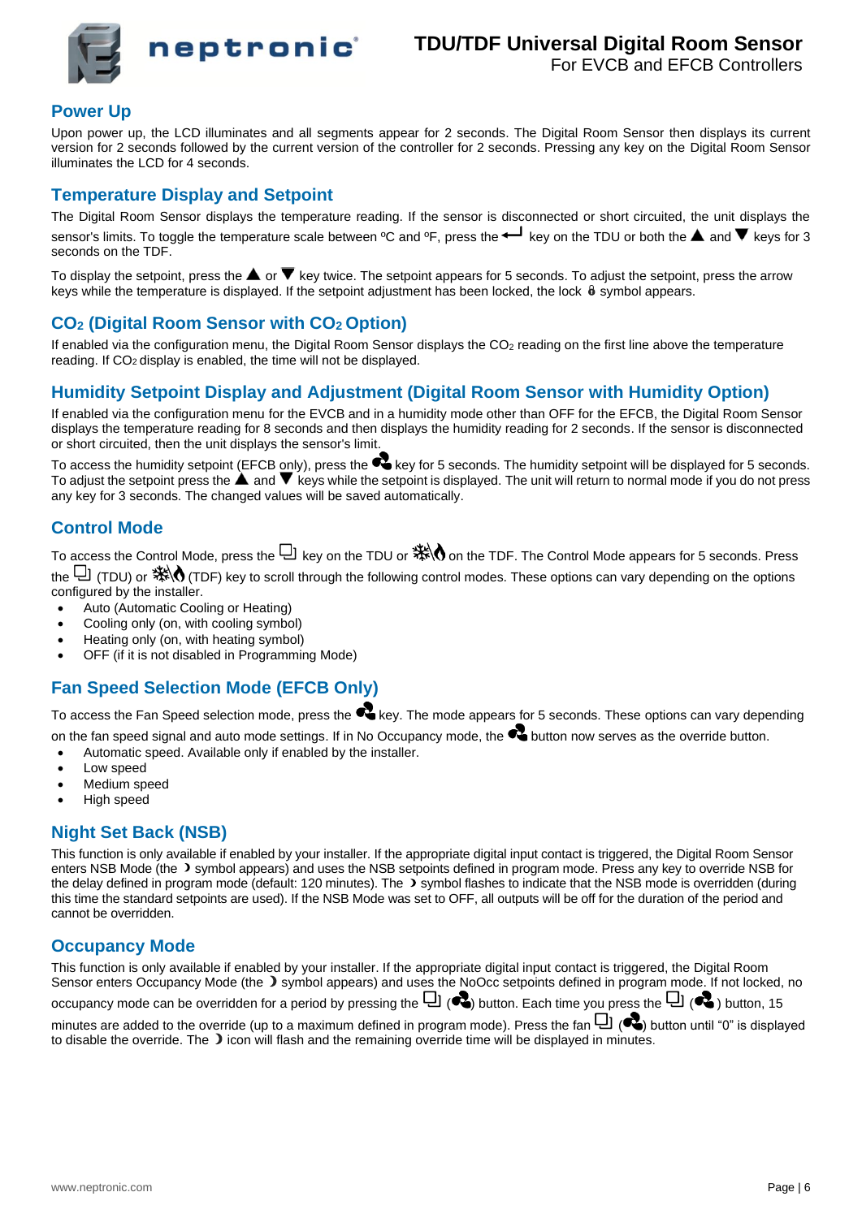## Power Up

Upon power up, the LCD illuminates and all segments appear for 2 seconds. The Digital Room Sensor then displays its current version for 2 seconds followed by the current version of the controller for 2 seconds. Pressing any key on the Digital Room Sensor illuminates the LCD for 4 seconds.

## Temperature Display and Setpoint

The Digital Room Sensor displays the temperature reading. If the sensor is disconnected or short circuited, the unit displays the sensor's limits. To toggle the temperature scale between ºC and ºF, press the ↵ key on the TDU or both the ▲ and ▼ keys for 3 seconds on the TDF.

To display the setpoint, press the ▲ or ▼ key twice. The setpoint appears for 5 seconds. To adjust the setpoint, press the arrow keys while the temperature is displayed. If the setpoint adjustment has been locked, the lock 🔒 symbol appears.

## $CO_2$ (Digital Room Sensor with $CO_2$ Option)

If enabled via the configuration menu, the Digital Room Sensor displays the $CO_2$ reading on the first line above the temperature reading. If $CO_2$ display is enabled, the time will not be displayed.

## Humidity Setpoint Display and Adjustment (Digital Room Sensor with Humidity Option)

If enabled via the configuration menu for the EVCB and in a humidity mode other than OFF for the EFCB, the Digital Room Sensor displays the temperature reading for 8 seconds and then displays the humidity reading for 2 seconds. If the sensor is disconnected or short circuited, then the unit displays the sensor's limit.

To access the humidity setpoint (EFCB only), press the fan key for 5 seconds. The humidity setpoint will be displayed for 5 seconds. To adjust the setpoint press the ▲ and ▼ keys while the setpoint is displayed. The unit will return to normal mode if you do not press any key for 3 seconds. The changed values will be saved automatically.

## Control Mode

To access the Control Mode, press the mode key on the TDU or ❄\🔥 on the TDF. The Control Mode appears for 5 seconds. Press the mode (TDU) or ❄\🔥 (TDF) key to scroll through the following control modes. These options can vary depending on the options configured by the installer.

- Auto (Automatic Cooling or Heating)
- Cooling only (on, with cooling symbol)
- Heating only (on, with heating symbol)
- OFF (if it is not disabled in Programming Mode)

## Fan Speed Selection Mode (EFCB Only)

To access the Fan Speed selection mode, press the fan key. The mode appears for 5 seconds. These options can vary depending on the fan speed signal and auto mode settings. If in No Occupancy mode, the fan button now serves as the override button.

- Automatic speed. Available only if enabled by the installer.
- Low speed
- Medium speed
- High speed

## Night Set Back (NSB)

This function is only available if enabled by your installer. If the appropriate digital input contact is triggered, the Digital Room Sensor enters NSB Mode (the ☽ symbol appears) and uses the NSB setpoints defined in program mode. Press any key to override NSB for the delay defined in program mode (default: 120 minutes). The ☽ symbol flashes to indicate that the NSB mode is overridden (during this time the standard setpoints are used). If the NSB Mode was set to OFF, all outputs will be off for the duration of the period and cannot be overridden.

## Occupancy Mode

This function is only available if enabled by your installer. If the appropriate digital input contact is triggered, the Digital Room Sensor enters Occupancy Mode (the ☽ symbol appears) and uses the NoOcc setpoints defined in program mode. If not locked, no occupancy mode can be overridden for a period by pressing the mode (fan) button. Each time you press the mode (fan) button, 15 minutes are added to the override (up to a maximum defined in program mode). Press the fan mode (fan) button until "0" is displayed to disable the override. The ☽ icon will flash and the remaining override time will be displayed in minutes.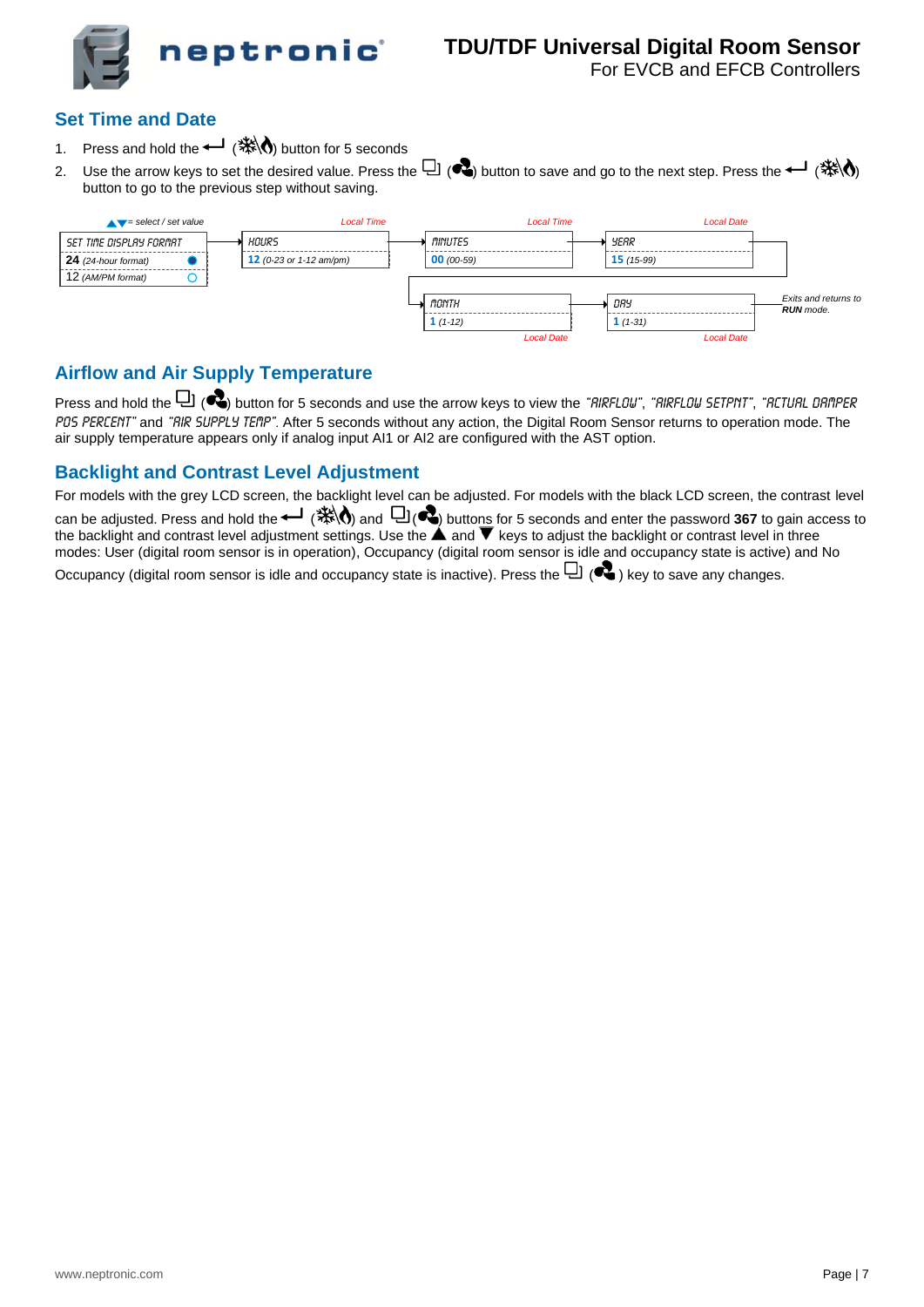## Set Time and Date

1. Press and hold the ↵ (❄/🔥) button for 5 seconds
2. Use the arrow keys to set the desired value. Press the ❐ (fan) button to save and go to the next step. Press the ↵ (❄/🔥) button to go to the previous step without saving.

▲▼= select / set value

SET TIME DISPLAY FORMAT
**24** (24-hour format)
12 (AM/PM format)

Local Time
HOURS
**12** (0-23 or 1-12 am/pm)

Local Time
MINUTES
**00** (00-59)

Local Date
YEAR
**15** (15-99)

MONTH
**1** (1-12)
Local Date

DAY
**1** (1-31)
Local Date

Exits and returns to **RUN** mode.

## Airflow and Air Supply Temperature

Press and hold the ❐ (fan) button for 5 seconds and use the arrow keys to view the *"AIRFLOW"*, *"AIRFLOW SETPNT"*, *"ACTUAL DAMPER POS PERCENT"* and *"AIR SUPPLY TEMP"*. After 5 seconds without any action, the Digital Room Sensor returns to operation mode. The air supply temperature appears only if analog input AI1 or AI2 are configured with the AST option.

## Backlight and Contrast Level Adjustment

For models with the grey LCD screen, the backlight level can be adjusted. For models with the black LCD screen, the contrast level can be adjusted. Press and hold the ↵ (❄/🔥) and ❐ (fan) buttons for 5 seconds and enter the password **367** to gain access to the backlight and contrast level adjustment settings. Use the ▲ and ▼ keys to adjust the backlight or contrast level in three modes: User (digital room sensor is in operation), Occupancy (digital room sensor is idle and occupancy state is active) and No Occupancy (digital room sensor is idle and occupancy state is inactive). Press the ❐ (fan) key to save any changes.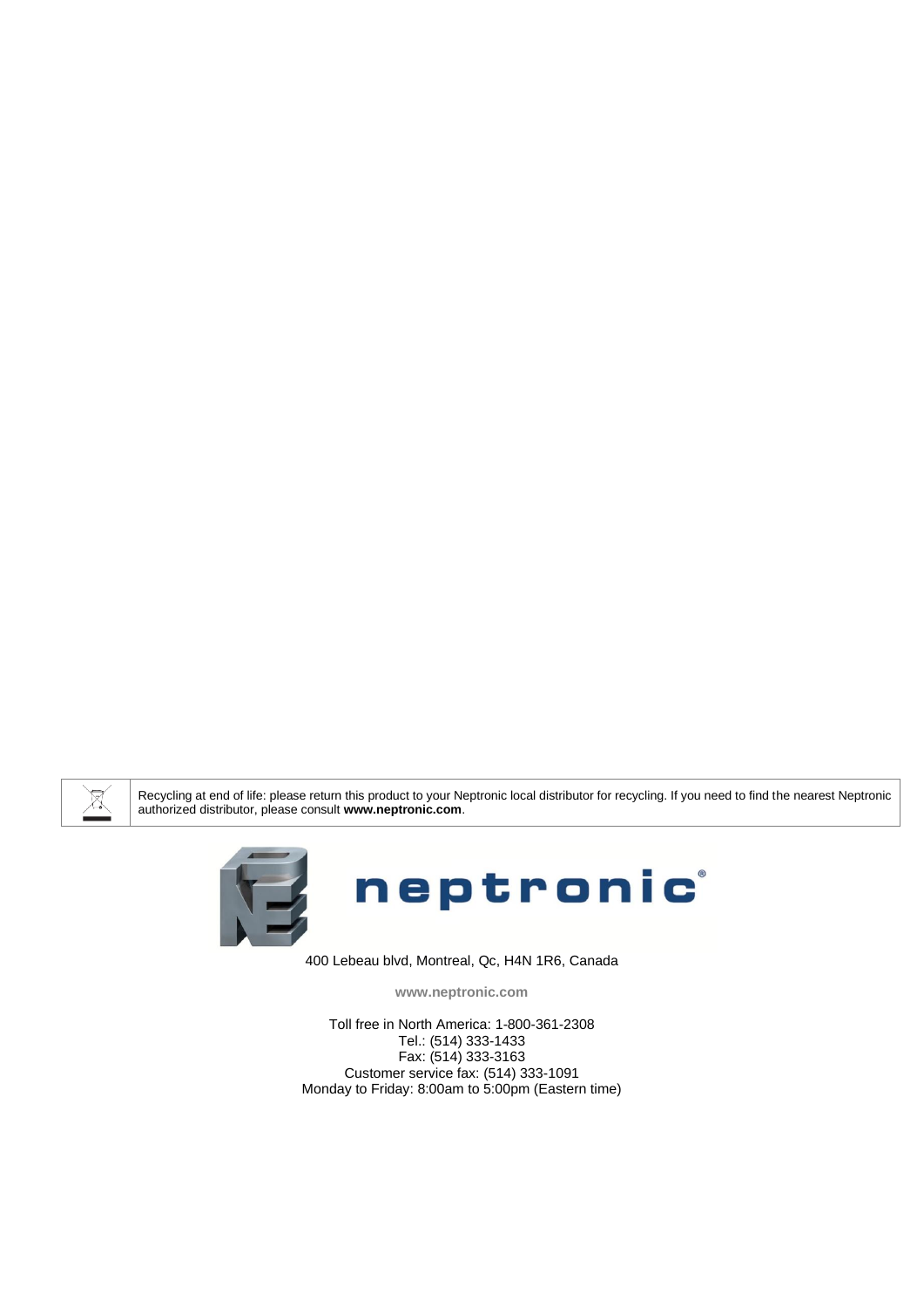| | |
|---|---|
| | Recycling at end of life: please return this product to your Neptronic local distributor for recycling. If you need to find the nearest Neptronic authorized distributor, please consult **www.neptronic.com**. |

neptronic®

400 Lebeau blvd, Montreal, Qc, H4N 1R6, Canada

**www.neptronic.com**

Toll free in North America: 1-800-361-2308
Tel.: (514) 333-1433
Fax: (514) 333-3163
Customer service fax: (514) 333-1091
Monday to Friday: 8:00am to 5:00pm (Eastern time)